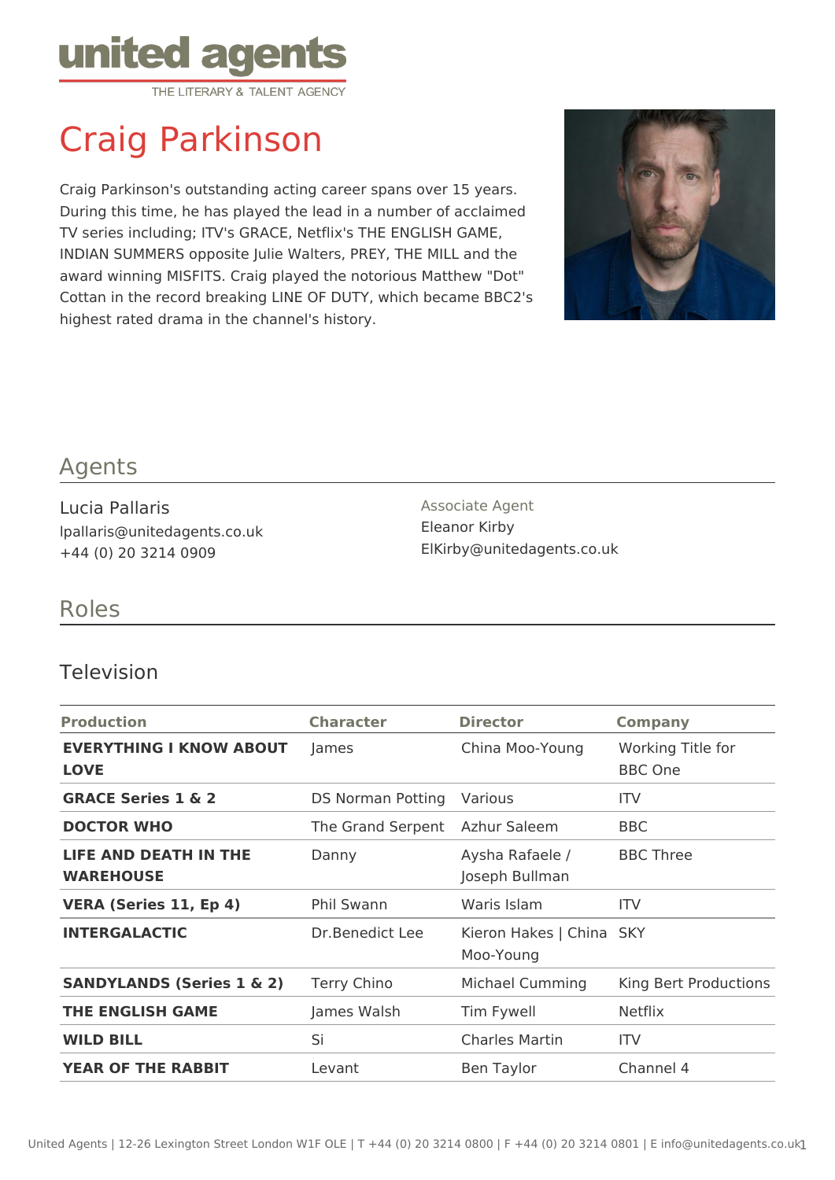united agents
THE LITERARY & TALENT AGENCY

# Craig Parkinson

Craig Parkinson's outstanding acting career spans over 15 years. During this time, he has played the lead in a number of acclaimed TV series including; ITV's GRACE, Netflix's THE ENGLISH GAME, INDIAN SUMMERS opposite Julie Walters, PREY, THE MILL and the award winning MISFITS. Craig played the notorious Matthew "Dot" Cottan in the record breaking LINE OF DUTY, which became BBC2's highest rated drama in the channel's history.

## Agents

Lucia Pallaris
lpallaris@unitedagents.co.uk
+44 (0) 20 3214 0909

Associate Agent
Eleanor Kirby
ElKirby@unitedagents.co.uk

## Roles

### Television

| Production | Character | Director | Company |
|---|---|---|---|
| **EVERYTHING I KNOW ABOUT LOVE** | James | China Moo-Young | Working Title for BBC One |
| **GRACE Series 1 & 2** | DS Norman Potting | Various | ITV |
| **DOCTOR WHO** | The Grand Serpent | Azhur Saleem | BBC |
| **LIFE AND DEATH IN THE WAREHOUSE** | Danny | Aysha Rafaele / Joseph Bullman | BBC Three |
| **VERA (Series 11, Ep 4)** | Phil Swann | Waris Islam | ITV |
| **INTERGALACTIC** | Dr.Benedict Lee | Kieron Hakes \| China Moo-Young | SKY |
| **SANDYLANDS (Series 1 & 2)** | Terry Chino | Michael Cumming | King Bert Productions |
| **THE ENGLISH GAME** | James Walsh | Tim Fywell | Netflix |
| **WILD BILL** | Si | Charles Martin | ITV |
| **YEAR OF THE RABBIT** | Levant | Ben Taylor | Channel 4 |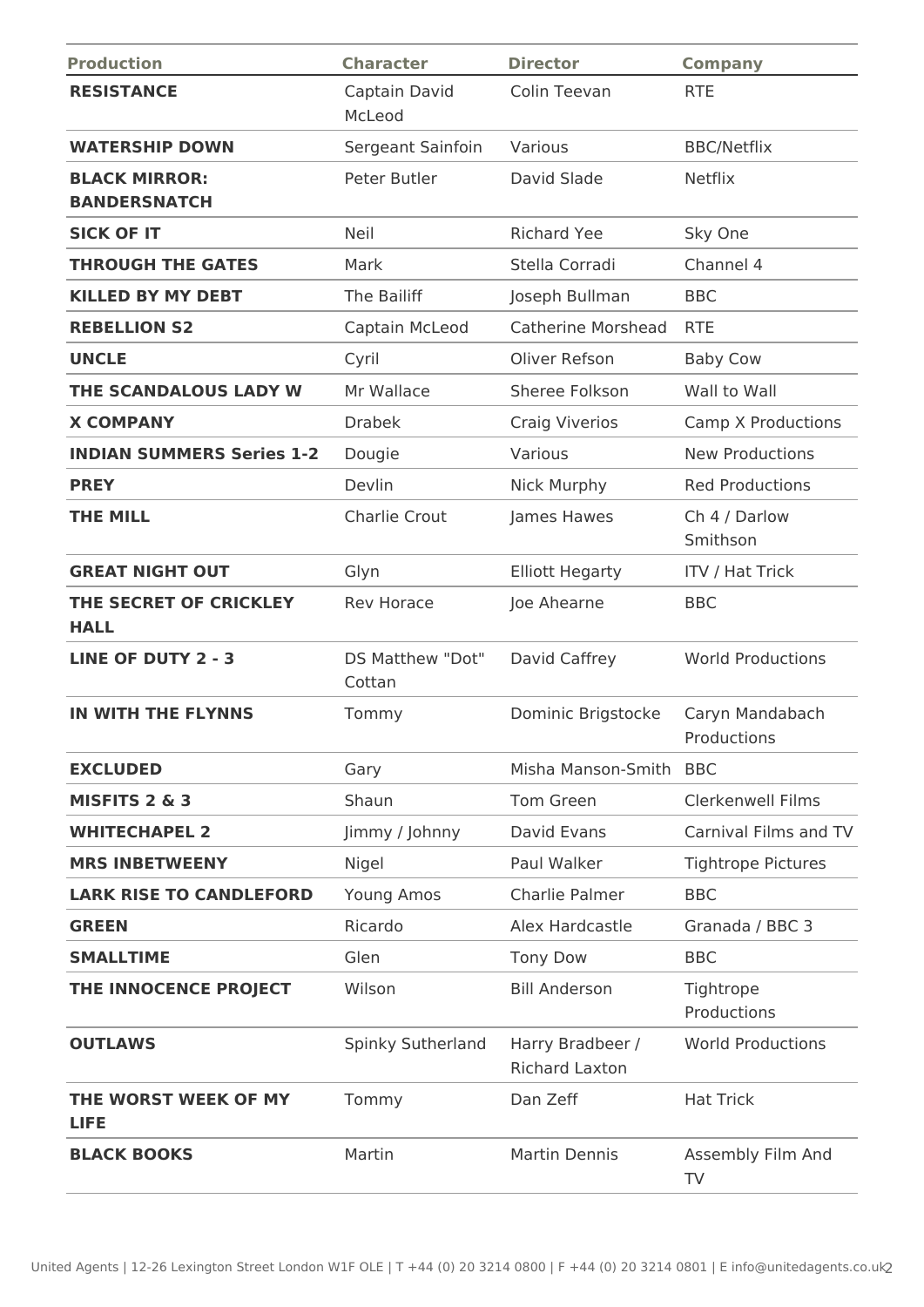| Production | Character | Director | Company |
|---|---|---|---|
| **RESISTANCE** | Captain David McLeod | Colin Teevan | RTE |
| **WATERSHIP DOWN** | Sergeant Sainfoin | Various | BBC/Netflix |
| **BLACK MIRROR: BANDERSNATCH** | Peter Butler | David Slade | Netflix |
| **SICK OF IT** | Neil | Richard Yee | Sky One |
| **THROUGH THE GATES** | Mark | Stella Corradi | Channel 4 |
| **KILLED BY MY DEBT** | The Bailiff | Joseph Bullman | BBC |
| **REBELLION S2** | Captain McLeod | Catherine Morshead | RTE |
| **UNCLE** | Cyril | Oliver Refson | Baby Cow |
| **THE SCANDALOUS LADY W** | Mr Wallace | Sheree Folkson | Wall to Wall |
| **X COMPANY** | Drabek | Craig Viverios | Camp X Productions |
| **INDIAN SUMMERS Series 1-2** | Dougie | Various | New Productions |
| **PREY** | Devlin | Nick Murphy | Red Productions |
| **THE MILL** | Charlie Crout | James Hawes | Ch 4 / Darlow Smithson |
| **GREAT NIGHT OUT** | Glyn | Elliott Hegarty | ITV / Hat Trick |
| **THE SECRET OF CRICKLEY HALL** | Rev Horace | Joe Ahearne | BBC |
| **LINE OF DUTY 2 - 3** | DS Matthew "Dot" Cottan | David Caffrey | World Productions |
| **IN WITH THE FLYNNS** | Tommy | Dominic Brigstocke | Caryn Mandabach Productions |
| **EXCLUDED** | Gary | Misha Manson-Smith | BBC |
| **MISFITS 2 & 3** | Shaun | Tom Green | Clerkenwell Films |
| **WHITECHAPEL 2** | Jimmy / Johnny | David Evans | Carnival Films and TV |
| **MRS INBETWEENY** | Nigel | Paul Walker | Tightrope Pictures |
| **LARK RISE TO CANDLEFORD** | Young Amos | Charlie Palmer | BBC |
| **GREEN** | Ricardo | Alex Hardcastle | Granada / BBC 3 |
| **SMALLTIME** | Glen | Tony Dow | BBC |
| **THE INNOCENCE PROJECT** | Wilson | Bill Anderson | Tightrope Productions |
| **OUTLAWS** | Spinky Sutherland | Harry Bradbeer / Richard Laxton | World Productions |
| **THE WORST WEEK OF MY LIFE** | Tommy | Dan Zeff | Hat Trick |
| **BLACK BOOKS** | Martin | Martin Dennis | Assembly Film And TV |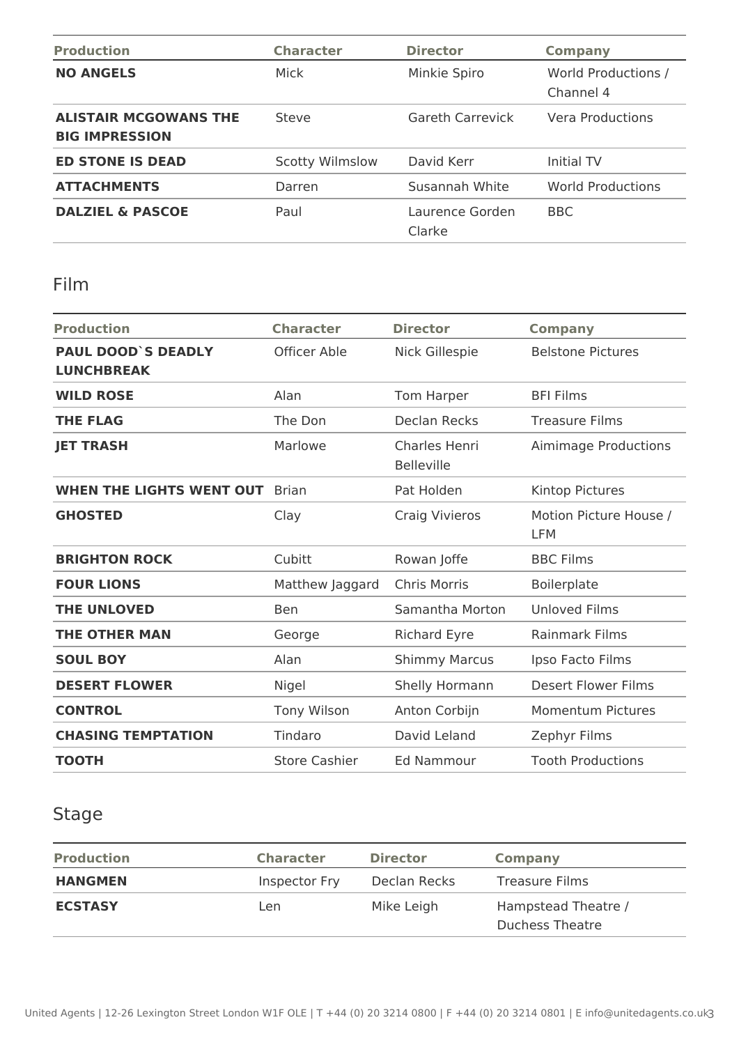| Production | Character | Director | Company |
|---|---|---|---|
| **NO ANGELS** | Mick | Minkie Spiro | World Productions / Channel 4 |
| **ALISTAIR MCGOWANS THE BIG IMPRESSION** | Steve | Gareth Carrevick | Vera Productions |
| **ED STONE IS DEAD** | Scotty Wilmslow | David Kerr | Initial TV |
| **ATTACHMENTS** | Darren | Susannah White | World Productions |
| **DALZIEL & PASCOE** | Paul | Laurence Gorden Clarke | BBC |

## Film

| Production | Character | Director | Company |
|---|---|---|---|
| **PAUL DOOD`S DEADLY LUNCHBREAK** | Officer Able | Nick Gillespie | Belstone Pictures |
| **WILD ROSE** | Alan | Tom Harper | BFI Films |
| **THE FLAG** | The Don | Declan Recks | Treasure Films |
| **JET TRASH** | Marlowe | Charles Henri Belleville | Aimimage Productions |
| **WHEN THE LIGHTS WENT OUT** | Brian | Pat Holden | Kintop Pictures |
| **GHOSTED** | Clay | Craig Vivieros | Motion Picture House / LFM |
| **BRIGHTON ROCK** | Cubitt | Rowan Joffe | BBC Films |
| **FOUR LIONS** | Matthew Jaggard | Chris Morris | Boilerplate |
| **THE UNLOVED** | Ben | Samantha Morton | Unloved Films |
| **THE OTHER MAN** | George | Richard Eyre | Rainmark Films |
| **SOUL BOY** | Alan | Shimmy Marcus | Ipso Facto Films |
| **DESERT FLOWER** | Nigel | Shelly Hormann | Desert Flower Films |
| **CONTROL** | Tony Wilson | Anton Corbijn | Momentum Pictures |
| **CHASING TEMPTATION** | Tindaro | David Leland | Zephyr Films |
| **TOOTH** | Store Cashier | Ed Nammour | Tooth Productions |

## Stage

| Production | Character | Director | Company |
|---|---|---|---|
| **HANGMEN** | Inspector Fry | Declan Recks | Treasure Films |
| **ECSTASY** | Len | Mike Leigh | Hampstead Theatre / Duchess Theatre |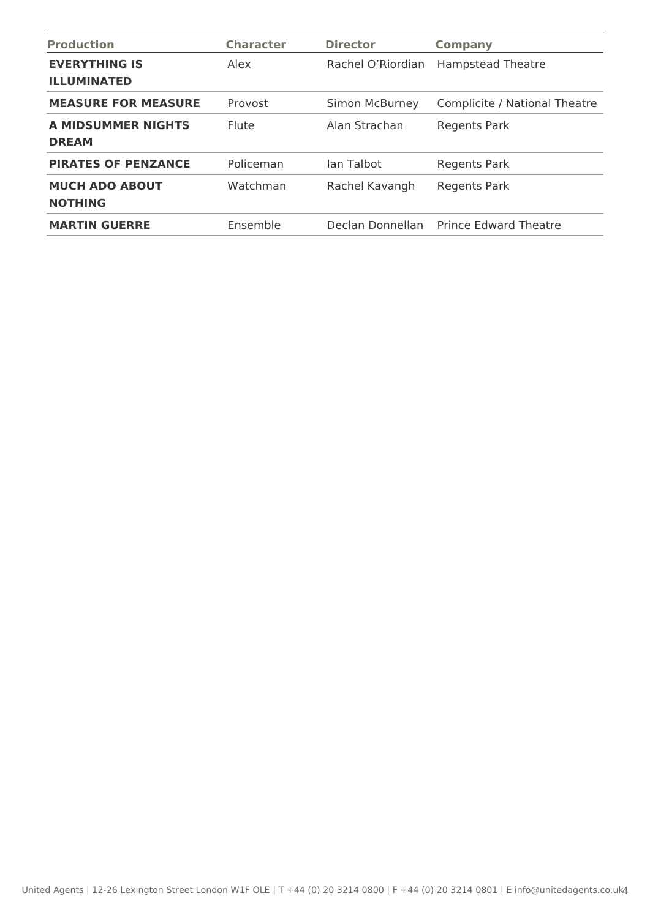| Production | Character | Director | Company |
| --- | --- | --- | --- |
| **EVERYTHING IS ILLUMINATED** | Alex | Rachel O'Riordian | Hampstead Theatre |
| **MEASURE FOR MEASURE** | Provost | Simon McBurney | Complicite / National Theatre |
| **A MIDSUMMER NIGHTS DREAM** | Flute | Alan Strachan | Regents Park |
| **PIRATES OF PENZANCE** | Policeman | Ian Talbot | Regents Park |
| **MUCH ADO ABOUT NOTHING** | Watchman | Rachel Kavangh | Regents Park |
| **MARTIN GUERRE** | Ensemble | Declan Donnellan | Prince Edward Theatre |